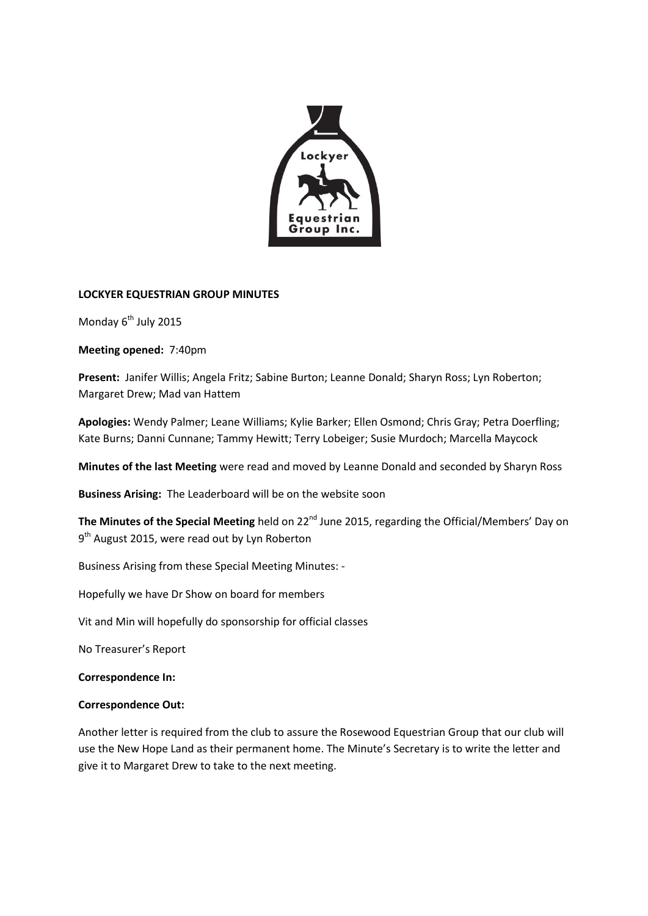**LOCKYER EQUESTRIAN GROUP MINUTES**

Monday 6th July 2015

**Meeting opened:** 7:40pm

**Present:** Janifer Willis; Angela Fritz; Sabine Burton; Leanne Donald; Sharyn Ross; Lyn Roberton; Margaret Drew; Mad van Hattem

**Apologies:** Wendy Palmer; Leane Williams; Kylie Barker; Ellen Osmond; Chris Gray; Petra Doerfling; Kate Burns; Danni Cunnane; Tammy Hewitt; Terry Lobeiger; Susie Murdoch; Marcella Maycock

**Minutes of the last Meeting** were read and moved by Leanne Donald and seconded by Sharyn Ross

**Business Arising:** The Leaderboard will be on the website soon

**The Minutes of the Special Meeting** held on 22nd June 2015, regarding the Official/Members' Day on 9th August 2015, were read out by Lyn Roberton

Business Arising from these Special Meeting Minutes: -

Hopefully we have Dr Show on board for members

Vit and Min will hopefully do sponsorship for official classes

No Treasurer's Report

**Correspondence In:**

**Correspondence Out:**

Another letter is required from the club to assure the Rosewood Equestrian Group that our club will use the New Hope Land as their permanent home. The Minute's Secretary is to write the letter and give it to Margaret Drew to take to the next meeting.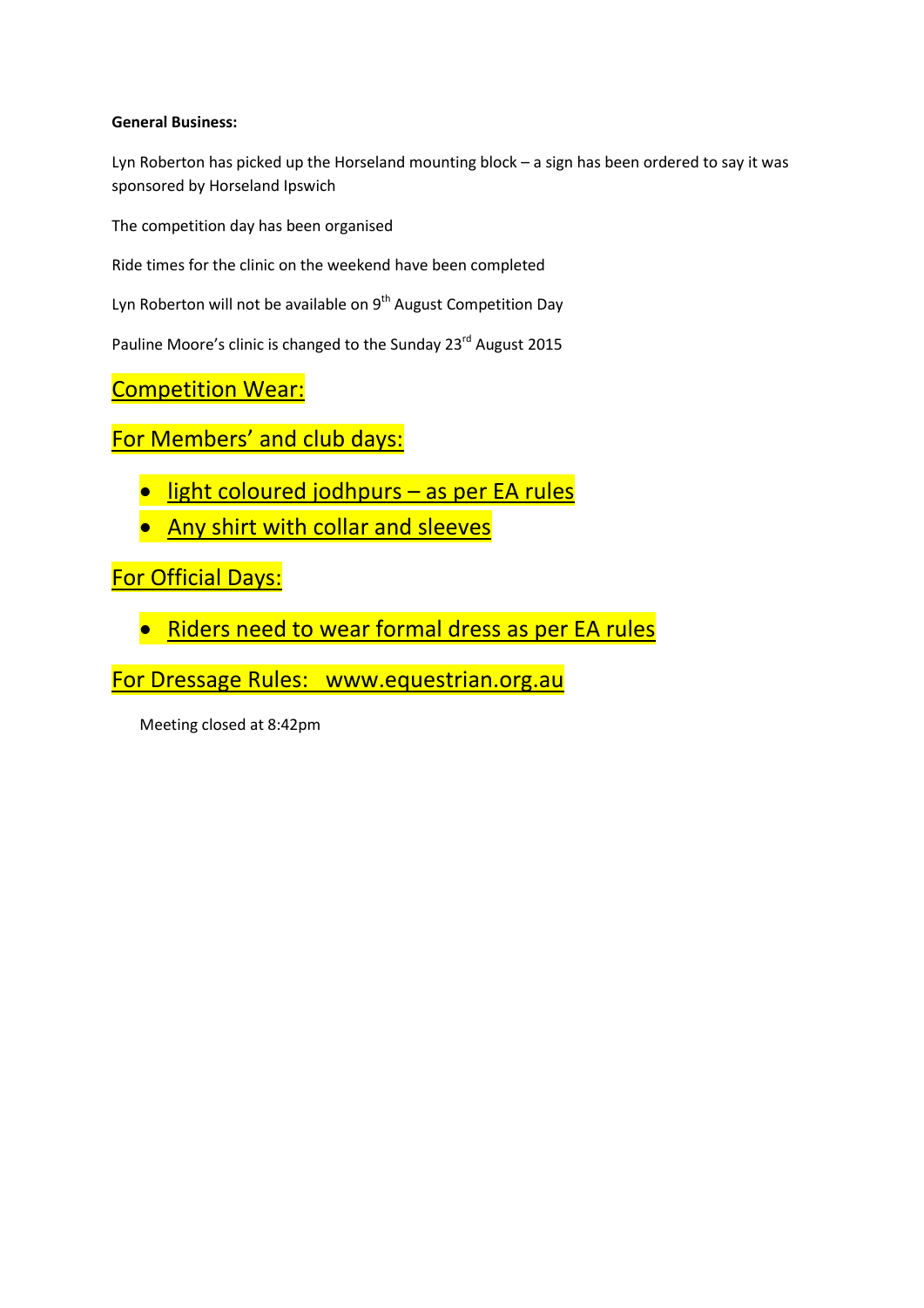**General Business:**

Lyn Roberton has picked up the Horseland mounting block – a sign has been ordered to say it was sponsored by Horseland Ipswich

The competition day has been organised

Ride times for the clinic on the weekend have been completed

Lyn Roberton will not be available on 9th August Competition Day

Pauline Moore's clinic is changed to the Sunday 23rd August 2015

Competition Wear:

For Members' and club days:

- light coloured jodhpurs – as per EA rules
- Any shirt with collar and sleeves

For Official Days:

- Riders need to wear formal dress as per EA rules

For Dressage Rules: www.equestrian.org.au

Meeting closed at 8:42pm